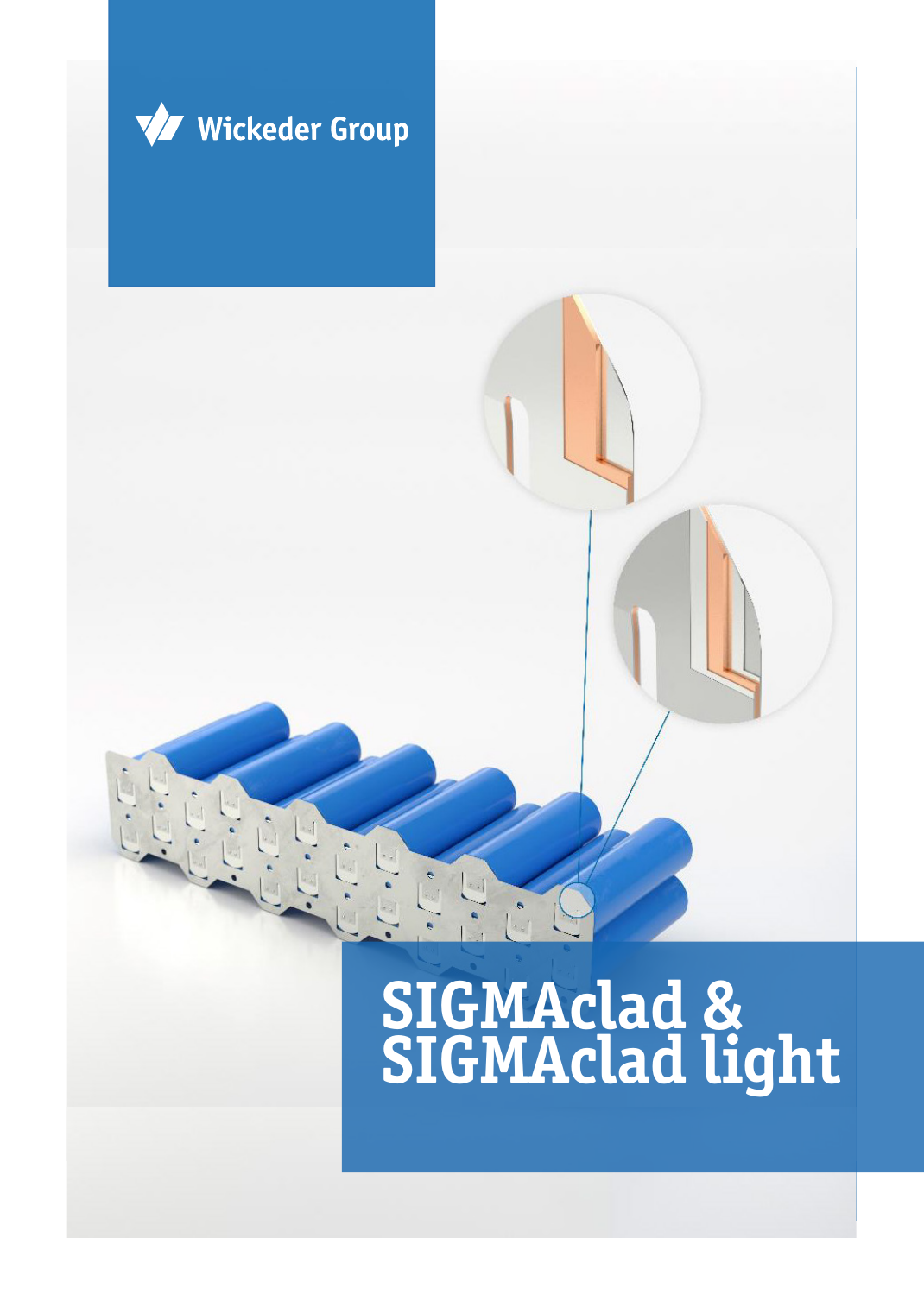Wickeder Group

# SIGMAclad & SIGMAclad light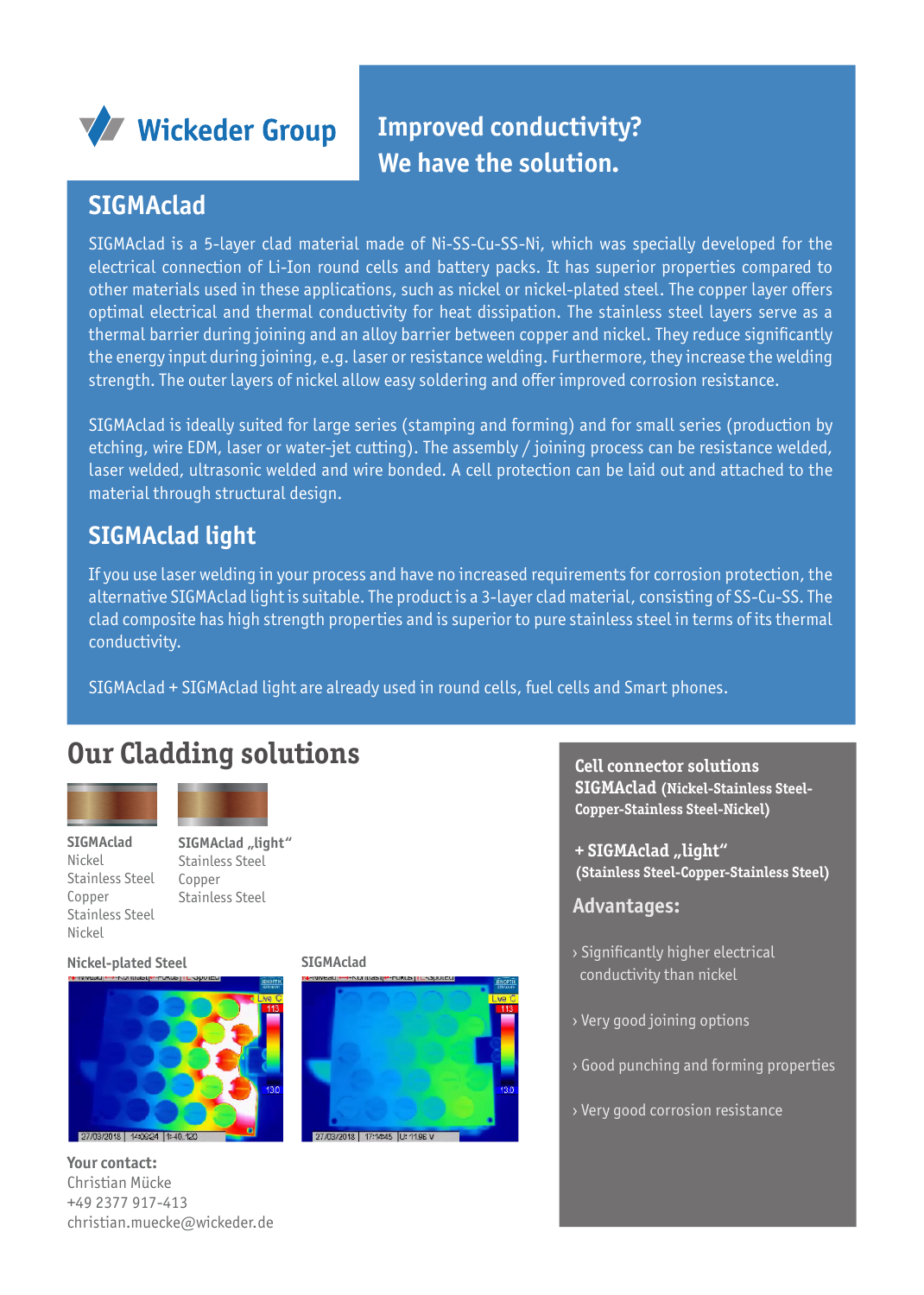Wickeder Group

## Improved conductivity? We have the solution.

## SIGMAclad

SIGMAclad is a 5-layer clad material made of Ni-SS-Cu-SS-Ni, which was specially developed for the electrical connection of Li-Ion round cells and battery packs. It has superior properties compared to other materials used in these applications, such as nickel or nickel-plated steel. The copper layer offers optimal electrical and thermal conductivity for heat dissipation. The stainless steel layers serve as a thermal barrier during joining and an alloy barrier between copper and nickel. They reduce significantly the energy input during joining, e.g. laser or resistance welding. Furthermore, they increase the welding strength. The outer layers of nickel allow easy soldering and offer improved corrosion resistance.

SIGMAclad is ideally suited for large series (stamping and forming) and for small series (production by etching, wire EDM, laser or water-jet cutting). The assembly / joining process can be resistance welded, laser welded, ultrasonic welded and wire bonded. A cell protection can be laid out and attached to the material through structural design.

## SIGMAclad light

If you use laser welding in your process and have no increased requirements for corrosion protection, the alternative SIGMAclad light is suitable. The product is a 3-layer clad material, consisting of SS-Cu-SS. The clad composite has high strength properties and is superior to pure stainless steel in terms of its thermal conductivity.

SIGMAclad + SIGMAclad light are already used in round cells, fuel cells and Smart phones.

## Our Cladding solutions

**SIGMAclad**
Nickel
Stainless Steel
Copper
Stainless Steel
Nickel

**SIGMAclad „light"**
Stainless Steel
Copper
Stainless Steel

**Nickel-plated Steel**

**SIGMAclad**

**Your contact:**
Christian Mücke
+49 2377 917-413
christian.muecke@wickeder.de

**Cell connector solutions**
**SIGMAclad (Nickel-Stainless Steel-Copper-Stainless Steel-Nickel)**

**+ SIGMAclad „light" (Stainless Steel-Copper-Stainless Steel)**

### Advantages:

› Significantly higher electrical conductivity than nickel

› Very good joining options

› Good punching and forming properties

› Very good corrosion resistance